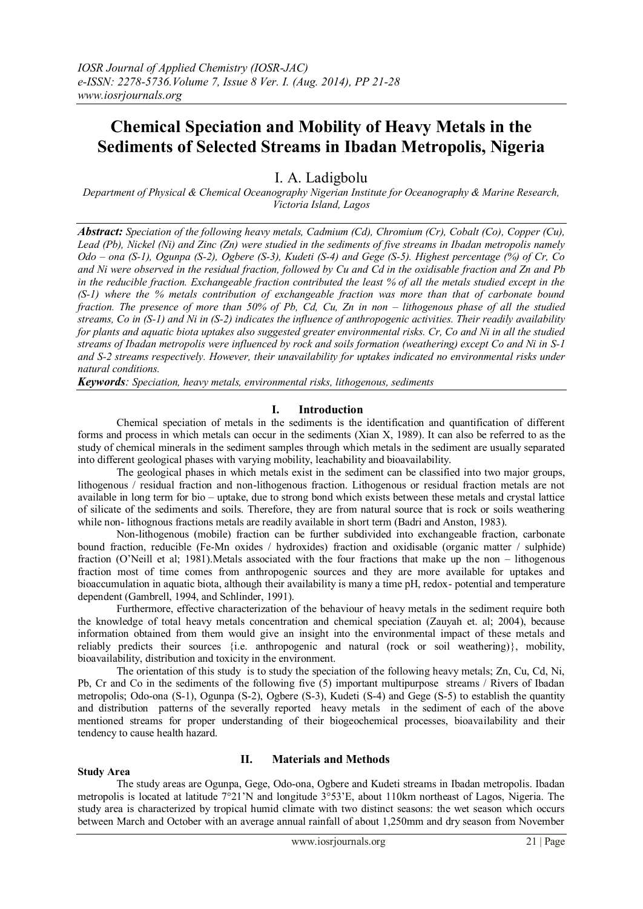# Chemical Speciation and Mobility of Heavy Metals in the Sediments of Selected Streams in Ibadan Metropolis, Nigeria

I. A. Ladigbolu

*Department of Physical & Chemical Oceanography Nigerian Institute for Oceanography & Marine Research, Victoria Island, Lagos*

***Abstract:*** *Speciation of the following heavy metals, Cadmium (Cd), Chromium (Cr), Cobalt (Co), Copper (Cu), Lead (Pb), Nickel (Ni) and Zinc (Zn) were studied in the sediments of five streams in Ibadan metropolis namely Odo – ona (S-1), Ogunpa (S-2), Ogbere (S-3), Kudeti (S-4) and Gege (S-5). Highest percentage (%) of Cr, Co and Ni were observed in the residual fraction, followed by Cu and Cd in the oxidisable fraction and Zn and Pb in the reducible fraction. Exchangeable fraction contributed the least % of all the metals studied except in the (S-1) where the % metals contribution of exchangeable fraction was more than that of carbonate bound fraction. The presence of more than 50% of Pb, Cd, Cu, Zn in non – lithogenous phase of all the studied streams, Co in (S-1) and Ni in (S-2) indicates the influence of anthropogenic activities. Their readily availability for plants and aquatic biota uptakes also suggested greater environmental risks. Cr, Co and Ni in all the studied streams of Ibadan metropolis were influenced by rock and soils formation (weathering) except Co and Ni in S-1 and S-2 streams respectively. However, their unavailability for uptakes indicated no environmental risks under natural conditions.*

***Keywords****: Speciation, heavy metals, environmental risks, lithogenous, sediments*

## I. Introduction

Chemical speciation of metals in the sediments is the identification and quantification of different forms and process in which metals can occur in the sediments (Xian X, 1989). It can also be referred to as the study of chemical minerals in the sediment samples through which metals in the sediment are usually separated into different geological phases with varying mobility, leachability and bioavailability.

The geological phases in which metals exist in the sediment can be classified into two major groups, lithogenous / residual fraction and non-lithogenous fraction. Lithogenous or residual fraction metals are not available in long term for bio – uptake, due to strong bond which exists between these metals and crystal lattice of silicate of the sediments and soils. Therefore, they are from natural source that is rock or soils weathering while non- lithognous fractions metals are readily available in short term (Badri and Anston, 1983).

Non-lithogenous (mobile) fraction can be further subdivided into exchangeable fraction, carbonate bound fraction, reducible (Fe-Mn oxides / hydroxides) fraction and oxidisable (organic matter / sulphide) fraction (O'Neill et al; 1981).Metals associated with the four fractions that make up the non – lithogenous fraction most of time comes from anthropogenic sources and they are more available for uptakes and bioaccumulation in aquatic biota, although their availability is many a time pH, redox- potential and temperature dependent (Gambrell, 1994, and Schlinder, 1991).

Furthermore, effective characterization of the behaviour of heavy metals in the sediment require both the knowledge of total heavy metals concentration and chemical speciation (Zauyah et. al; 2004), because information obtained from them would give an insight into the environmental impact of these metals and reliably predicts their sources {i.e. anthropogenic and natural (rock or soil weathering)}, mobility, bioavailability, distribution and toxicity in the environment.

The orientation of this study is to study the speciation of the following heavy metals; Zn, Cu, Cd, Ni, Pb, Cr and Co in the sediments of the following five (5) important multipurpose streams / Rivers of Ibadan metropolis; Odo-ona (S-1), Ogunpa (S-2), Ogbere (S-3), Kudeti (S-4) and Gege (S-5) to establish the quantity and distribution patterns of the severally reported heavy metals in the sediment of each of the above mentioned streams for proper understanding of their biogeochemical processes, bioavailability and their tendency to cause health hazard.

## II. Materials and Methods

### Study Area

The study areas are Ogunpa, Gege, Odo-ona, Ogbere and Kudeti streams in Ibadan metropolis. Ibadan metropolis is located at latitude 7°21'N and longitude 3°53'E, about 110km northeast of Lagos, Nigeria. The study area is characterized by tropical humid climate with two distinct seasons: the wet season which occurs between March and October with an average annual rainfall of about 1,250mm and dry season from November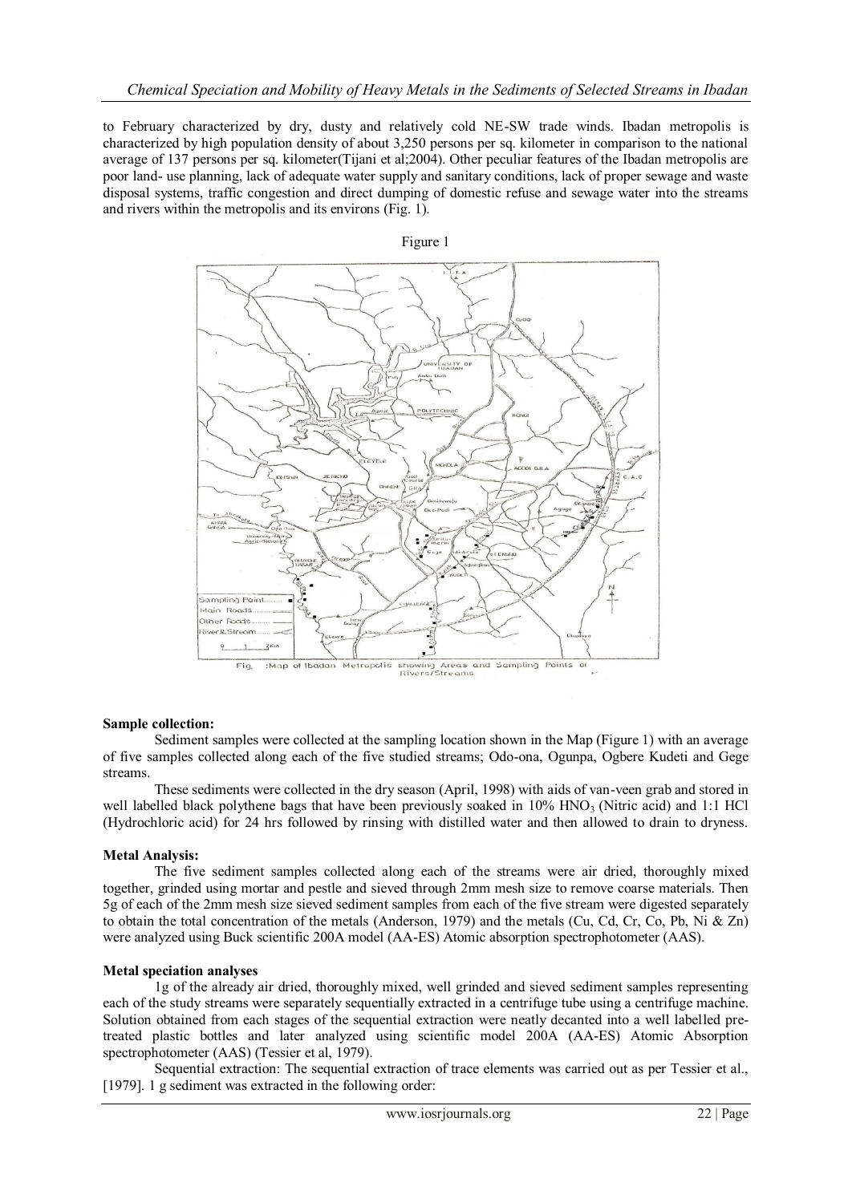to February characterized by dry, dusty and relatively cold NE-SW trade winds. Ibadan metropolis is characterized by high population density of about 3,250 persons per sq. kilometer in comparison to the national average of 137 persons per sq. kilometer(Tijani et al;2004). Other peculiar features of the Ibadan metropolis are poor land- use planning, lack of adequate water supply and sanitary conditions, lack of proper sewage and waste disposal systems, traffic congestion and direct dumping of domestic refuse and sewage water into the streams and rivers within the metropolis and its environs (Fig. 1).

Figure 1

Fig. :Map of Ibadan Metropolis showing Areas and Sampling Points of Rivers/Streams

**Sample collection:**

Sediment samples were collected at the sampling location shown in the Map (Figure 1) with an average of five samples collected along each of the five studied streams; Odo-ona, Ogunpa, Ogbere Kudeti and Gege streams.

These sediments were collected in the dry season (April, 1998) with aids of van-veen grab and stored in well labelled black polythene bags that have been previously soaked in 10% $HNO_3$ (Nitric acid) and 1:1 HCl (Hydrochloric acid) for 24 hrs followed by rinsing with distilled water and then allowed to drain to dryness.

**Metal Analysis:**

The five sediment samples collected along each of the streams were air dried, thoroughly mixed together, grinded using mortar and pestle and sieved through 2mm mesh size to remove coarse materials. Then 5g of each of the 2mm mesh size sieved sediment samples from each of the five stream were digested separately to obtain the total concentration of the metals (Anderson, 1979) and the metals (Cu, Cd, Cr, Co, Pb, Ni & Zn) were analyzed using Buck scientific 200A model (AA-ES) Atomic absorption spectrophotometer (AAS).

**Metal speciation analyses**

1g of the already air dried, thoroughly mixed, well grinded and sieved sediment samples representing each of the study streams were separately sequentially extracted in a centrifuge tube using a centrifuge machine. Solution obtained from each stages of the sequential extraction were neatly decanted into a well labelled pre-treated plastic bottles and later analyzed using scientific model 200A (AA-ES) Atomic Absorption spectrophotometer (AAS) (Tessier et al, 1979).

Sequential extraction: The sequential extraction of trace elements was carried out as per Tessier et al., [1979]. 1 g sediment was extracted in the following order: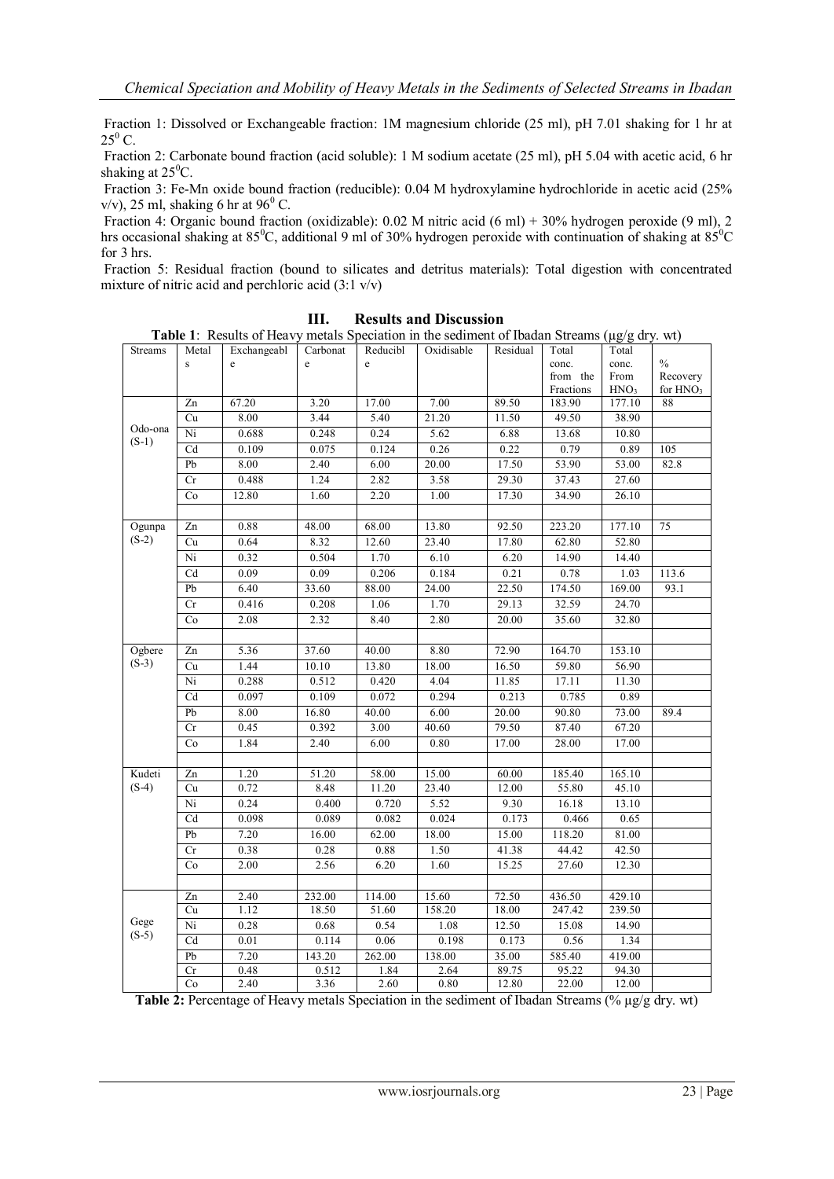Fraction 1: Dissolved or Exchangeable fraction: 1M magnesium chloride (25 ml), pH 7.01 shaking for 1 hr at $25^0$ C.

Fraction 2: Carbonate bound fraction (acid soluble): 1 M sodium acetate (25 ml), pH 5.04 with acetic acid, 6 hr shaking at $25^0$C.

Fraction 3: Fe-Mn oxide bound fraction (reducible): 0.04 M hydroxylamine hydrochloride in acetic acid (25% v/v), 25 ml, shaking 6 hr at $96^0$ C.

Fraction 4: Organic bound fraction (oxidizable): 0.02 M nitric acid (6 ml) + 30% hydrogen peroxide (9 ml), 2 hrs occasional shaking at $85^0$C, additional 9 ml of 30% hydrogen peroxide with continuation of shaking at $85^0$C for 3 hrs.

Fraction 5: Residual fraction (bound to silicates and detritus materials): Total digestion with concentrated mixture of nitric acid and perchloric acid (3:1 v/v)

# III. Results and Discussion

**Table 1**: Results of Heavy metals Speciation in the sediment of Ibadan Streams (µg/g dry. wt)

| Streams | Metals | Exchangeable | Carbonate | Reducible | Oxidisable | Residual | Total conc. from the Fractions | Total conc. From $HNO_3$ | % Recovery for $HNO_3$ |
|---|---|---|---|---|---|---|---|---|---|
| Odo-ona (S-1) | Zn | 67.20 | 3.20 | 17.00 | 7.00 | 89.50 | 183.90 | 177.10 | 88 |
| | Cu | 8.00 | 3.44 | 5.40 | 21.20 | 11.50 | 49.50 | 38.90 | |
| | Ni | 0.688 | 0.248 | 0.24 | 5.62 | 6.88 | 13.68 | 10.80 | |
| | Cd | 0.109 | 0.075 | 0.124 | 0.26 | 0.22 | 0.79 | 0.89 | 105 |
| | Pb | 8.00 | 2.40 | 6.00 | 20.00 | 17.50 | 53.90 | 53.00 | 82.8 |
| | Cr | 0.488 | 1.24 | 2.82 | 3.58 | 29.30 | 37.43 | 27.60 | |
| | Co | 12.80 | 1.60 | 2.20 | 1.00 | 17.30 | 34.90 | 26.10 | |
| Ogunpa (S-2) | Zn | 0.88 | 48.00 | 68.00 | 13.80 | 92.50 | 223.20 | 177.10 | 75 |
| | Cu | 0.64 | 8.32 | 12.60 | 23.40 | 17.80 | 62.80 | 52.80 | |
| | Ni | 0.32 | 0.504 | 1.70 | 6.10 | 6.20 | 14.90 | 14.40 | |
| | Cd | 0.09 | 0.09 | 0.206 | 0.184 | 0.21 | 0.78 | 1.03 | 113.6 |
| | Pb | 6.40 | 33.60 | 88.00 | 24.00 | 22.50 | 174.50 | 169.00 | 93.1 |
| | Cr | 0.416 | 0.208 | 1.06 | 1.70 | 29.13 | 32.59 | 24.70 | |
| | Co | 2.08 | 2.32 | 8.40 | 2.80 | 20.00 | 35.60 | 32.80 | |
| Ogbere (S-3) | Zn | 5.36 | 37.60 | 40.00 | 8.80 | 72.90 | 164.70 | 153.10 | |
| | Cu | 1.44 | 10.10 | 13.80 | 18.00 | 16.50 | 59.80 | 56.90 | |
| | Ni | 0.288 | 0.512 | 0.420 | 4.04 | 11.85 | 17.11 | 11.30 | |
| | Cd | 0.097 | 0.109 | 0.072 | 0.294 | 0.213 | 0.785 | 0.89 | |
| | Pb | 8.00 | 16.80 | 40.00 | 6.00 | 20.00 | 90.80 | 73.00 | 89.4 |
| | Cr | 0.45 | 0.392 | 3.00 | 40.60 | 79.50 | 87.40 | 67.20 | |
| | Co | 1.84 | 2.40 | 6.00 | 0.80 | 17.00 | 28.00 | 17.00 | |
| Kudeti (S-4) | Zn | 1.20 | 51.20 | 58.00 | 15.00 | 60.00 | 185.40 | 165.10 | |
| | Cu | 0.72 | 8.48 | 11.20 | 23.40 | 12.00 | 55.80 | 45.10 | |
| | Ni | 0.24 | 0.400 | 0.720 | 5.52 | 9.30 | 16.18 | 13.10 | |
| | Cd | 0.098 | 0.089 | 0.082 | 0.024 | 0.173 | 0.466 | 0.65 | |
| | Pb | 7.20 | 16.00 | 62.00 | 18.00 | 15.00 | 118.20 | 81.00 | |
| | Cr | 0.38 | 0.28 | 0.88 | 1.50 | 41.38 | 44.42 | 42.50 | |
| | Co | 2.00 | 2.56 | 6.20 | 1.60 | 15.25 | 27.60 | 12.30 | |
| Gege (S-5) | Zn | 2.40 | 232.00 | 114.00 | 15.60 | 72.50 | 436.50 | 429.10 | |
| | Cu | 1.12 | 18.50 | 51.60 | 158.20 | 18.00 | 247.42 | 239.50 | |
| | Ni | 0.28 | 0.68 | 0.54 | 1.08 | 12.50 | 15.08 | 14.90 | |
| | Cd | 0.01 | 0.114 | 0.06 | 0.198 | 0.173 | 0.56 | 1.34 | |
| | Pb | 7.20 | 143.20 | 262.00 | 138.00 | 35.00 | 585.40 | 419.00 | |
| | Cr | 0.48 | 0.512 | 1.84 | 2.64 | 89.75 | 95.22 | 94.30 | |
| | Co | 2.40 | 3.36 | 2.60 | 0.80 | 12.80 | 22.00 | 12.00 | |

**Table 2:** Percentage of Heavy metals Speciation in the sediment of Ibadan Streams (% µg/g dry. wt)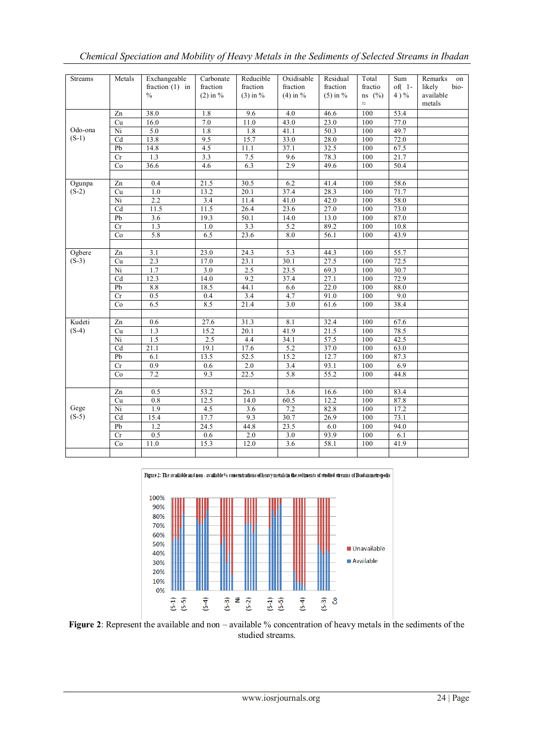| Streams | Metals | Exchangeable fraction (1) in % | Carbonate fraction (2) in % | Reducible fraction (3) in % | Oxidisable fraction (4) in % | Residual fraction (5) in % | Total fractions (%) ≈ | Sum of( 1-4 ) % | Remarks on likely bio-available metals |
|---|---|---|---|---|---|---|---|---|---|
| Odo-ona (S-1) | Zn | 38.0 | 1.8 | 9.6 | 4.0 | 46.6 | 100 | 53.4 | |
| | Cu | 16.0 | 7.0 | 11.0 | 43.0 | 23.0 | 100 | 77.0 | |
| | Ni | 5.0 | 1.8 | 1.8 | 41.1 | 50.3 | 100 | 49.7 | |
| | Cd | 13.8 | 9.5 | 15.7 | 33.0 | 28.0 | 100 | 72.0 | |
| | Pb | 14.8 | 4.5 | 11.1 | 37.1 | 32.5 | 100 | 67.5 | |
| | Cr | 1.3 | 3.3 | 7.5 | 9.6 | 78.3 | 100 | 21.7 | |
| | Co | 36.6 | 4.6 | 6.3 | 2.9 | 49.6 | 100 | 50.4 | |
| | | | | | | | | | |
| Ogunpa (S-2) | Zn | 0.4 | 21.5 | 30.5 | 6.2 | 41.4 | 100 | 58.6 | |
| | Cu | 1.0 | 13.2 | 20.1 | 37.4 | 28.3 | 100 | 71.7 | |
| | Ni | 2.2 | 3.4 | 11.4 | 41.0 | 42.0 | 100 | 58.0 | |
| | Cd | 11.5 | 11.5 | 26.4 | 23.6 | 27.0 | 100 | 73.0 | |
| | Pb | 3.6 | 19.3 | 50.1 | 14.0 | 13.0 | 100 | 87.0 | |
| | Cr | 1.3 | 1.0 | 3.3 | 5.2 | 89.2 | 100 | 10.8 | |
| | Co | 5.8 | 6.5 | 23.6 | 8.0 | 56.1 | 100 | 43.9 | |
| | | | | | | | | | |
| Ogbere (S-3) | Zn | 3.1 | 23.0 | 24.3 | 5.3 | 44.3 | 100 | 55.7 | |
| | Cu | 2.3 | 17.0 | 23.1 | 30.1 | 27.5 | 100 | 72.5 | |
| | Ni | 1.7 | 3.0 | 2.5 | 23.5 | 69.3 | 100 | 30.7 | |
| | Cd | 12.3 | 14.0 | 9.2 | 37.4 | 27.1 | 100 | 72.9 | |
| | Pb | 8.8 | 18.5 | 44.1 | 6.6 | 22.0 | 100 | 88.0 | |
| | Cr | 0.5 | 0.4 | 3.4 | 4.7 | 91.0 | 100 | 9.0 | |
| | Co | 6.5 | 8.5 | 21.4 | 3.0 | 61.6 | 100 | 38.4 | |
| | | | | | | | | | |
| Kudeti (S-4) | Zn | 0.6 | 27.6 | 31.3 | 8.1 | 32.4 | 100 | 67.6 | |
| | Cu | 1.3 | 15.2 | 20.1 | 41.9 | 21.5 | 100 | 78.5 | |
| | Ni | 1.5 | 2.5 | 4.4 | 34.1 | 57.5 | 100 | 42.5 | |
| | Cd | 21.1 | 19.1 | 17.6 | 5.2 | 37.0 | 100 | 63.0 | |
| | Pb | 6.1 | 13.5 | 52.5 | 15.2 | 12.7 | 100 | 87.3 | |
| | Cr | 0.9 | 0.6 | 2.0 | 3.4 | 93.1 | 100 | 6.9 | |
| | Co | 7.2 | 9.3 | 22.5 | 5.8 | 55.2 | 100 | 44.8 | |
| | | | | | | | | | |
| Gege (S-5) | Zn | 0.5 | 53.2 | 26.1 | 3.6 | 16.6 | 100 | 83.4 | |
| | Cu | 0.8 | 12.5 | 14.0 | 60.5 | 12.2 | 100 | 87.8 | |
| | Ni | 1.9 | 4.5 | 3.6 | 7.2 | 82.8 | 100 | 17.2 | |
| | Cd | 15.4 | 17.7 | 9.3 | 30.7 | 26.9 | 100 | 73.1 | |
| | Pb | 1.2 | 24.5 | 44.8 | 23.5 | 6.0 | 100 | 94.0 | |
| | Cr | 0.5 | 0.6 | 2.0 | 3.0 | 93.9 | 100 | 6.1 | |
| | Co | 11.0 | 15.3 | 12.0 | 3.6 | 58.1 | 100 | 41.9 | |

**Figure 2**: Represent the available and non – available % concentration of heavy metals in the sediments of the studied streams.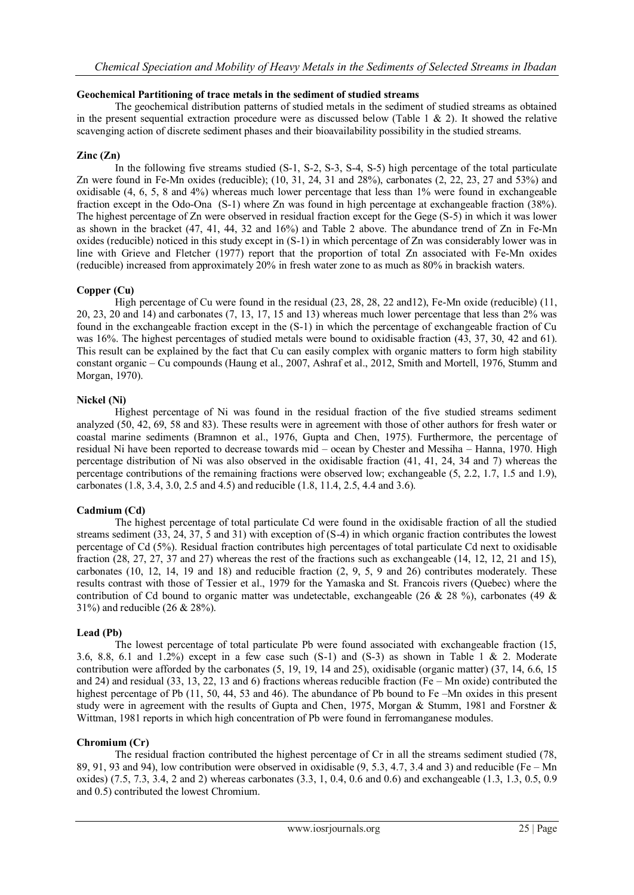### Geochemical Partitioning of trace metals in the sediment of studied streams

The geochemical distribution patterns of studied metals in the sediment of studied streams as obtained in the present sequential extraction procedure were as discussed below (Table 1 & 2). It showed the relative scavenging action of discrete sediment phases and their bioavailability possibility in the studied streams.

### Zinc (Zn)

In the following five streams studied (S-1, S-2, S-3, S-4, S-5) high percentage of the total particulate Zn were found in Fe-Mn oxides (reducible); (10, 31, 24, 31 and 28%), carbonates (2, 22, 23, 27 and 53%) and oxidisable (4, 6, 5, 8 and 4%) whereas much lower percentage that less than 1% were found in exchangeable fraction except in the Odo-Ona (S-1) where Zn was found in high percentage at exchangeable fraction (38%). The highest percentage of Zn were observed in residual fraction except for the Gege (S-5) in which it was lower as shown in the bracket (47, 41, 44, 32 and 16%) and Table 2 above. The abundance trend of Zn in Fe-Mn oxides (reducible) noticed in this study except in (S-1) in which percentage of Zn was considerably lower was in line with Grieve and Fletcher (1977) report that the proportion of total Zn associated with Fe-Mn oxides (reducible) increased from approximately 20% in fresh water zone to as much as 80% in brackish waters.

### Copper (Cu)

High percentage of Cu were found in the residual (23, 28, 28, 22 and12), Fe-Mn oxide (reducible) (11, 20, 23, 20 and 14) and carbonates (7, 13, 17, 15 and 13) whereas much lower percentage that less than 2% was found in the exchangeable fraction except in the (S-1) in which the percentage of exchangeable fraction of Cu was 16%. The highest percentages of studied metals were bound to oxidisable fraction (43, 37, 30, 42 and 61). This result can be explained by the fact that Cu can easily complex with organic matters to form high stability constant organic – Cu compounds (Haung et al., 2007, Ashraf et al., 2012, Smith and Mortell, 1976, Stumm and Morgan, 1970).

### Nickel (Ni)

Highest percentage of Ni was found in the residual fraction of the five studied streams sediment analyzed (50, 42, 69, 58 and 83). These results were in agreement with those of other authors for fresh water or coastal marine sediments (Bramnon et al., 1976, Gupta and Chen, 1975). Furthermore, the percentage of residual Ni have been reported to decrease towards mid – ocean by Chester and Messiha – Hanna, 1970. High percentage distribution of Ni was also observed in the oxidisable fraction (41, 41, 24, 34 and 7) whereas the percentage contributions of the remaining fractions were observed low; exchangeable (5, 2.2, 1.7, 1.5 and 1.9), carbonates (1.8, 3.4, 3.0, 2.5 and 4.5) and reducible (1.8, 11.4, 2.5, 4.4 and 3.6).

### Cadmium (Cd)

The highest percentage of total particulate Cd were found in the oxidisable fraction of all the studied streams sediment (33, 24, 37, 5 and 31) with exception of (S-4) in which organic fraction contributes the lowest percentage of Cd (5%). Residual fraction contributes high percentages of total particulate Cd next to oxidisable fraction (28, 27, 27, 37 and 27) whereas the rest of the fractions such as exchangeable (14, 12, 12, 21 and 15), carbonates (10, 12, 14, 19 and 18) and reducible fraction (2, 9, 5, 9 and 26) contributes moderately. These results contrast with those of Tessier et al., 1979 for the Yamaska and St. Francois rivers (Quebec) where the contribution of Cd bound to organic matter was undetectable, exchangeable (26 & 28 %), carbonates (49 & 31%) and reducible (26 & 28%).

### Lead (Pb)

The lowest percentage of total particulate Pb were found associated with exchangeable fraction (15, 3.6, 8.8, 6.1 and 1.2%) except in a few case such (S-1) and (S-3) as shown in Table 1 & 2. Moderate contribution were afforded by the carbonates (5, 19, 19, 14 and 25), oxidisable (organic matter) (37, 14, 6.6, 15 and 24) and residual (33, 13, 22, 13 and 6) fractions whereas reducible fraction (Fe – Mn oxide) contributed the highest percentage of Pb (11, 50, 44, 53 and 46). The abundance of Pb bound to Fe –Mn oxides in this present study were in agreement with the results of Gupta and Chen, 1975, Morgan & Stumm, 1981 and Forstner & Wittman, 1981 reports in which high concentration of Pb were found in ferromanganese modules.

### Chromium (Cr)

The residual fraction contributed the highest percentage of Cr in all the streams sediment studied (78, 89, 91, 93 and 94), low contribution were observed in oxidisable (9, 5.3, 4.7, 3.4 and 3) and reducible (Fe – Mn oxides) (7.5, 7.3, 3.4, 2 and 2) whereas carbonates (3.3, 1, 0.4, 0.6 and 0.6) and exchangeable (1.3, 1.3, 0.5, 0.9 and 0.5) contributed the lowest Chromium.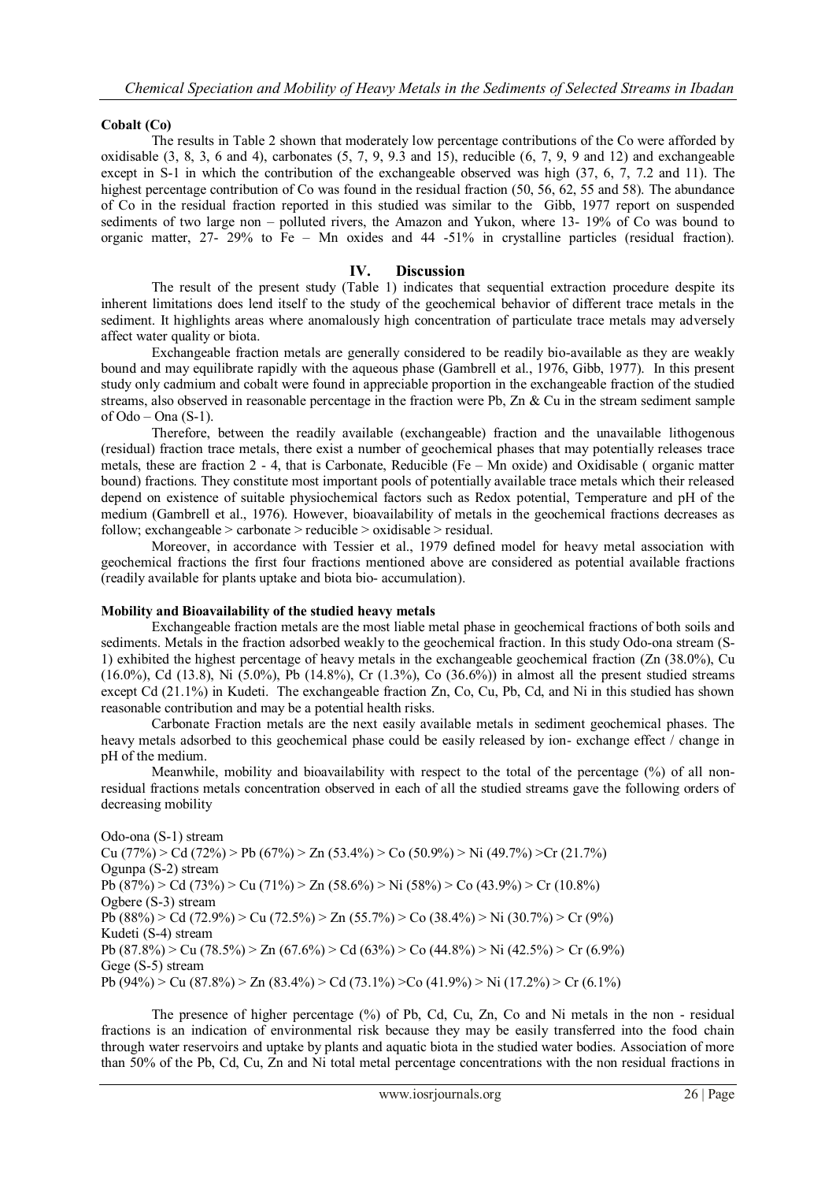**Cobalt (Co)**

The results in Table 2 shown that moderately low percentage contributions of the Co were afforded by oxidisable (3, 8, 3, 6 and 4), carbonates (5, 7, 9, 9.3 and 15), reducible (6, 7, 9, 9 and 12) and exchangeable except in S-1 in which the contribution of the exchangeable observed was high (37, 6, 7, 7.2 and 11). The highest percentage contribution of Co was found in the residual fraction (50, 56, 62, 55 and 58). The abundance of Co in the residual fraction reported in this studied was similar to the Gibb, 1977 report on suspended sediments of two large non – polluted rivers, the Amazon and Yukon, where 13- 19% of Co was bound to organic matter, 27- 29% to Fe – Mn oxides and 44 -51% in crystalline particles (residual fraction).

## IV. Discussion

The result of the present study (Table 1) indicates that sequential extraction procedure despite its inherent limitations does lend itself to the study of the geochemical behavior of different trace metals in the sediment. It highlights areas where anomalously high concentration of particulate trace metals may adversely affect water quality or biota.

Exchangeable fraction metals are generally considered to be readily bio-available as they are weakly bound and may equilibrate rapidly with the aqueous phase (Gambrell et al., 1976, Gibb, 1977). In this present study only cadmium and cobalt were found in appreciable proportion in the exchangeable fraction of the studied streams, also observed in reasonable percentage in the fraction were Pb, Zn & Cu in the stream sediment sample of Odo – Ona (S-1).

Therefore, between the readily available (exchangeable) fraction and the unavailable lithogenous (residual) fraction trace metals, there exist a number of geochemical phases that may potentially releases trace metals, these are fraction 2 - 4, that is Carbonate, Reducible (Fe – Mn oxide) and Oxidisable ( organic matter bound) fractions. They constitute most important pools of potentially available trace metals which their released depend on existence of suitable physiochemical factors such as Redox potential, Temperature and pH of the medium (Gambrell et al., 1976). However, bioavailability of metals in the geochemical fractions decreases as follow; exchangeable > carbonate > reducible > oxidisable > residual.

Moreover, in accordance with Tessier et al., 1979 defined model for heavy metal association with geochemical fractions the first four fractions mentioned above are considered as potential available fractions (readily available for plants uptake and biota bio- accumulation).

**Mobility and Bioavailability of the studied heavy metals**

Exchangeable fraction metals are the most liable metal phase in geochemical fractions of both soils and sediments. Metals in the fraction adsorbed weakly to the geochemical fraction. In this study Odo-ona stream (S-1) exhibited the highest percentage of heavy metals in the exchangeable geochemical fraction (Zn (38.0%), Cu (16.0%), Cd (13.8), Ni (5.0%), Pb (14.8%), Cr (1.3%), Co (36.6%)) in almost all the present studied streams except Cd (21.1%) in Kudeti. The exchangeable fraction Zn, Co, Cu, Pb, Cd, and Ni in this studied has shown reasonable contribution and may be a potential health risks.

Carbonate Fraction metals are the next easily available metals in sediment geochemical phases. The heavy metals adsorbed to this geochemical phase could be easily released by ion- exchange effect / change in pH of the medium.

Meanwhile, mobility and bioavailability with respect to the total of the percentage (%) of all non-residual fractions metals concentration observed in each of all the studied streams gave the following orders of decreasing mobility

Odo-ona (S-1) stream
Cu (77%) > Cd (72%) > Pb (67%) > Zn (53.4%) > Co (50.9%) > Ni (49.7%) >Cr (21.7%)
Ogunpa (S-2) stream
Pb (87%) > Cd (73%) > Cu (71%) > Zn (58.6%) > Ni (58%) > Co (43.9%) > Cr (10.8%)
Ogbere (S-3) stream
Pb (88%) > Cd (72.9%) > Cu (72.5%) > Zn (55.7%) > Co (38.4%) > Ni (30.7%) > Cr (9%)
Kudeti (S-4) stream
Pb (87.8%) > Cu (78.5%) > Zn (67.6%) > Cd (63%) > Co (44.8%) > Ni (42.5%) > Cr (6.9%)
Gege (S-5) stream
Pb (94%) > Cu (87.8%) > Zn (83.4%) > Cd (73.1%) >Co (41.9%) > Ni (17.2%) > Cr (6.1%)

The presence of higher percentage (%) of Pb, Cd, Cu, Zn, Co and Ni metals in the non - residual fractions is an indication of environmental risk because they may be easily transferred into the food chain through water reservoirs and uptake by plants and aquatic biota in the studied water bodies. Association of more than 50% of the Pb, Cd, Cu, Zn and Ni total metal percentage concentrations with the non residual fractions in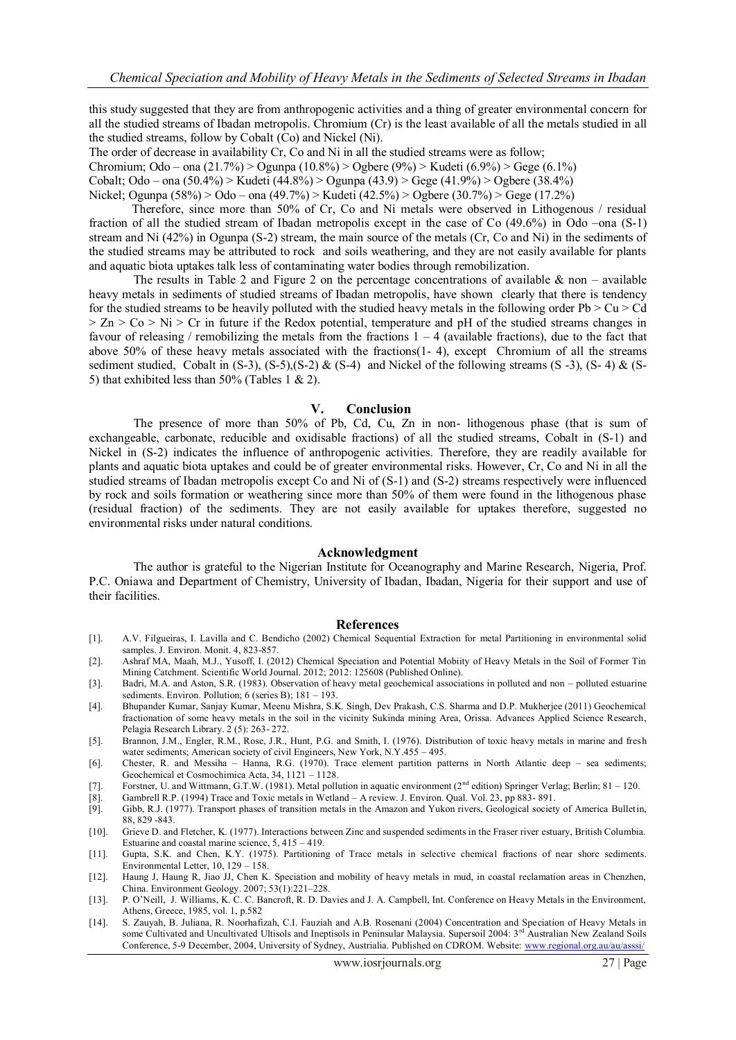this study suggested that they are from anthropogenic activities and a thing of greater environmental concern for all the studied streams of Ibadan metropolis. Chromium (Cr) is the least available of all the metals studied in all the studied streams, follow by Cobalt (Co) and Nickel (Ni).

The order of decrease in availability Cr, Co and Ni in all the studied streams were as follow;

Chromium; Odo – ona (21.7%) > Ogunpa (10.8%) > Ogbere (9%) > Kudeti (6.9%) > Gege (6.1%)

Cobalt; Odo – ona (50.4%) > Kudeti (44.8%) > Ogunpa (43.9) > Gege (41.9%) > Ogbere (38.4%)

Nickel; Ogunpa (58%) > Odo – ona (49.7%) > Kudeti (42.5%) > Ogbere (30.7%) > Gege (17.2%)

Therefore, since more than 50% of Cr, Co and Ni metals were observed in Lithogenous / residual fraction of all the studied stream of Ibadan metropolis except in the case of Co (49.6%) in Odo –ona (S-1) stream and Ni (42%) in Ogunpa (S-2) stream, the main source of the metals (Cr, Co and Ni) in the sediments of the studied streams may be attributed to rock and soils weathering, and they are not easily available for plants and aquatic biota uptakes talk less of contaminating water bodies through remobilization.

The results in Table 2 and Figure 2 on the percentage concentrations of available & non – available heavy metals in sediments of studied streams of Ibadan metropolis, have shown clearly that there is tendency for the studied streams to be heavily polluted with the studied heavy metals in the following order Pb > Cu > Cd > Zn > Co > Ni > Cr in future if the Redox potential, temperature and pH of the studied streams changes in favour of releasing / remobilizing the metals from the fractions 1 – 4 (available fractions), due to the fact that above 50% of these heavy metals associated with the fractions(1- 4), except Chromium of all the streams sediment studied, Cobalt in (S-3), (S-5),(S-2) & (S-4) and Nickel of the following streams (S -3), (S- 4) & (S-5) that exhibited less than 50% (Tables 1 & 2).

## V. Conclusion

The presence of more than 50% of Pb, Cd, Cu, Zn in non- lithogenous phase (that is sum of exchangeable, carbonate, reducible and oxidisable fractions) of all the studied streams, Cobalt in (S-1) and Nickel in (S-2) indicates the influence of anthropogenic activities. Therefore, they are readily available for plants and aquatic biota uptakes and could be of greater environmental risks. However, Cr, Co and Ni in all the studied streams of Ibadan metropolis except Co and Ni of (S-1) and (S-2) streams respectively were influenced by rock and soils formation or weathering since more than 50% of them were found in the lithogenous phase (residual fraction) of the sediments. They are not easily available for uptakes therefore, suggested no environmental risks under natural conditions.

## Acknowledgment

The author is grateful to the Nigerian Institute for Oceanography and Marine Research, Nigeria, Prof. P.C. Oniawa and Department of Chemistry, University of Ibadan, Ibadan, Nigeria for their support and use of their facilities.

## References

[1]. A.V. Filgueiras, I. Lavilla and C. Bendicho (2002) Chemical Sequential Extraction for metal Partitioning in environmental solid samples. J. Environ. Monit. 4, 823-857.

[2]. Ashraf MA, Maah, M.J., Yusoff, I. (2012) Chemical Speciation and Potential Mobiity of Heavy Metals in the Soil of Former Tin Mining Catchment. Scientific World Journal. 2012; 2012: 125608 (Published Online).

[3]. Badri, M.A. and Aston, S.R. (1983). Observation of heavy metal geochemical associations in polluted and non – polluted estuarine sediments. Environ. Pollution; 6 (series B); 181 – 193.

[4]. Bhupander Kumar, Sanjay Kumar, Meenu Mishra, S.K. Singh, Dev Prakash, C.S. Sharma and D.P. Mukherjee (2011) Geochemical fractionation of some heavy metals in the soil in the vicinity Sukinda mining Area, Orissa. Advances Applied Science Research, Pelagia Research Library. 2 (5): 263- 272.

[5]. Brannon, J.M., Engler, R.M., Rose, J.R., Hunt, P.G. and Smith, I. (1976). Distribution of toxic heavy metals in marine and fresh water sediments; American society of civil Engineers, New York, N.Y.455 – 495.

[6]. Chester, R. and Messiha – Hanna, R.G. (1970). Trace element partition patterns in North Atlantic deep – sea sediments; Geochemical et Cosmochimica Acta, 34, 1121 – 1128.

[7]. Forstner, U. and Wittmann, G.T.W. (1981). Metal pollution in aquatic environment (2nd edition) Springer Verlag; Berlin; 81 – 120.

[8]. Gambrell R.P. (1994) Trace and Toxic metals in Wetland – A review. J. Environ. Qual. Vol. 23, pp 883- 891.

[9]. Gibb, R.J. (1977). Transport phases of transition metals in the Amazon and Yukon rivers, Geological society of America Bulletin, 88, 829 -843.

[10]. Grieve D. and Fletcher, K. (1977). Interactions between Zinc and suspended sediments in the Fraser river estuary, British Columbia. Estuarine and coastal marine science, 5, 415 – 419.

[11]. Gupta, S.K. and Chen, K.Y. (1975). Partitioning of Trace metals in selective chemical fractions of near shore sediments. Environmental Letter, 10, 129 – 158.

[12]. Haung J, Haung R, Jiao JJ, Chen K. Speciation and mobility of heavy metals in mud, in coastal reclamation areas in Chenzhen, China. Environment Geology. 2007; 53(1):221–228.

[13]. P. O'Neill, J. Williams, K. C. C. Bancroft, R. D. Davies and J. A. Campbell, Int. Conference on Heavy Metals in the Environment, Athens, Greece, 1985, vol. 1, p.582

[14]. S. Zauyah, B. Juliana, R. Noorhafizah, C.I. Fauziah and A.B. Rosenani (2004) Concentration and Speciation of Heavy Metals in some Cultivated and Uncultivated Ultisols and Ineptisols in Peninsular Malaysia. Supersoil 2004: 3rd Australian New Zealand Soils Conference, 5-9 December, 2004, University of Sydney, Austrialia. Published on CDROM. Website: www.regional.org.au/au/asssi/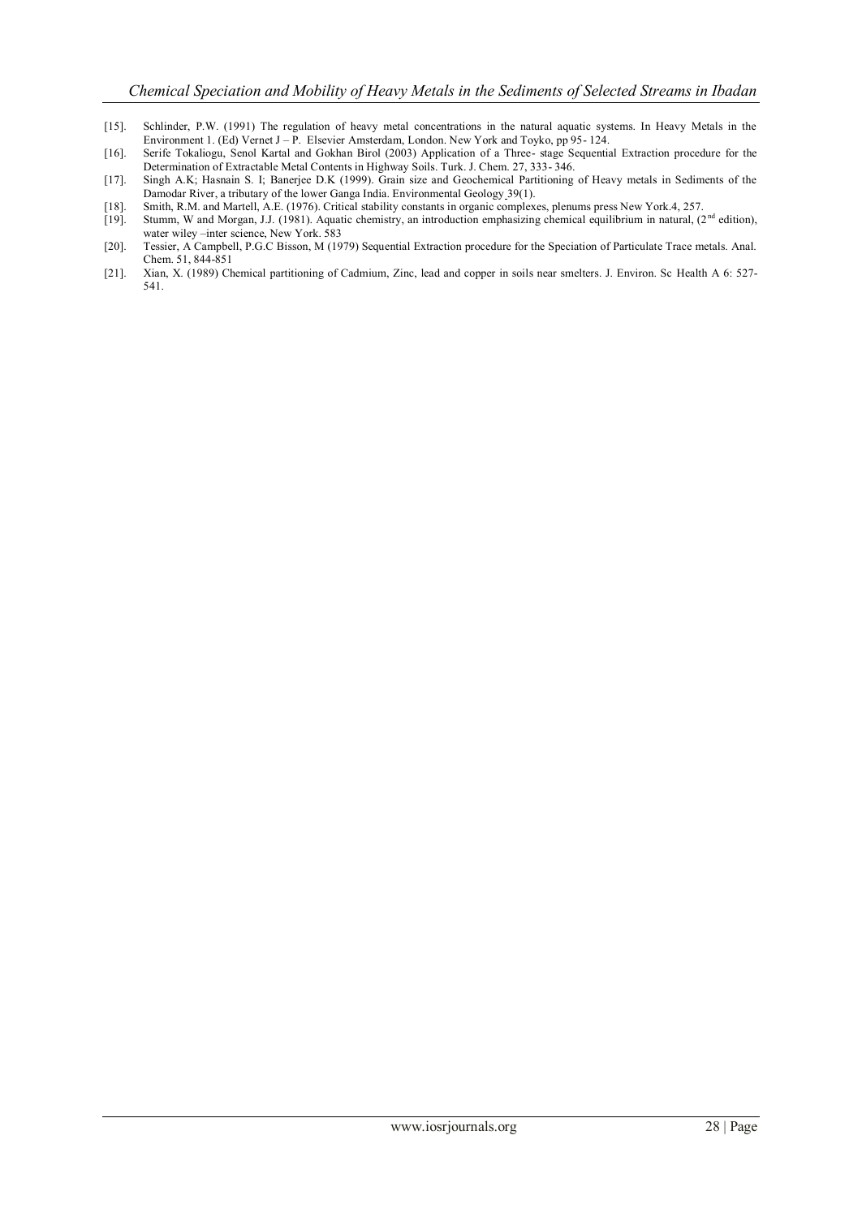[15]. Schlinder, P.W. (1991) The regulation of heavy metal concentrations in the natural aquatic systems. In Heavy Metals in the Environment 1. (Ed) Vernet J – P. Elsevier Amsterdam, London. New York and Toyko, pp 95- 124.

[16]. Serife Tokaliogu, Senol Kartal and Gokhan Birol (2003) Application of a Three- stage Sequential Extraction procedure for the Determination of Extractable Metal Contents in Highway Soils. Turk. J. Chem. 27, 333- 346.

[17]. Singh A.K; Hasnain S. I; Banerjee D.K (1999). Grain size and Geochemical Partitioning of Heavy metals in Sediments of the Damodar River, a tributary of the lower Ganga India. Environmental Geology 39(1).

[18]. Smith, R.M. and Martell, A.E. (1976). Critical stability constants in organic complexes, plenums press New York.4, 257.

[19]. Stumm, W and Morgan, J.J. (1981). Aquatic chemistry, an introduction emphasizing chemical equilibrium in natural, (2nd edition), water wiley –inter science, New York. 583

[20]. Tessier, A Campbell, P.G.C Bisson, M (1979) Sequential Extraction procedure for the Speciation of Particulate Trace metals. Anal. Chem. 51, 844-851

[21]. Xian, X. (1989) Chemical partitioning of Cadmium, Zinc, lead and copper in soils near smelters. J. Environ. Sc Health A 6: 527- 541.